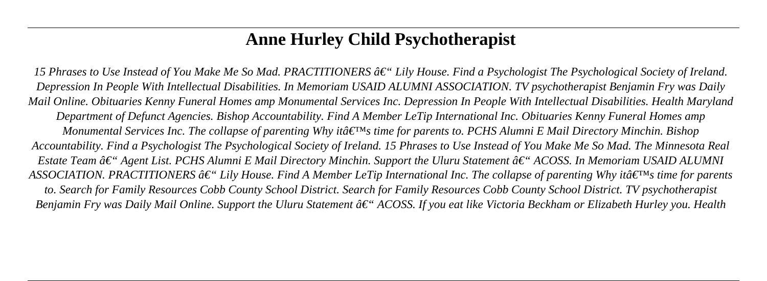# Anne Hurley Child Psychotherapist

*15 Phrases to Use Instead of You Make Me So Mad. PRACTITIONERS â€" Lily House. Find a Psychologist The Psychological Society of Ireland. Depression In People With Intellectual Disabilities. In Memoriam USAID ALUMNI ASSOCIATION. TV psychotherapist Benjamin Fry was Daily Mail Online. Obituaries Kenny Funeral Homes amp Monumental Services Inc. Depression In People With Intellectual Disabilities. Health Maryland Department of Defunct Agencies. Bishop Accountability. Find A Member LeTip International Inc. Obituaries Kenny Funeral Homes amp Monumental Services Inc. The collapse of parenting Why itâ€™s time for parents to. PCHS Alumni E Mail Directory Minchin. Bishop Accountability. Find a Psychologist The Psychological Society of Ireland. 15 Phrases to Use Instead of You Make Me So Mad. The Minnesota Real Estate Team â€" Agent List. PCHS Alumni E Mail Directory Minchin. Support the Uluru Statement â€" ACOSS. In Memoriam USAID ALUMNI ASSOCIATION. PRACTITIONERS â€" Lily House. Find A Member LeTip International Inc. The collapse of parenting Why itâ€™s time for parents to. Search for Family Resources Cobb County School District. Search for Family Resources Cobb County School District. TV psychotherapist Benjamin Fry was Daily Mail Online. Support the Uluru Statement â€" ACOSS. If you eat like Victoria Beckham or Elizabeth Hurley you. Health*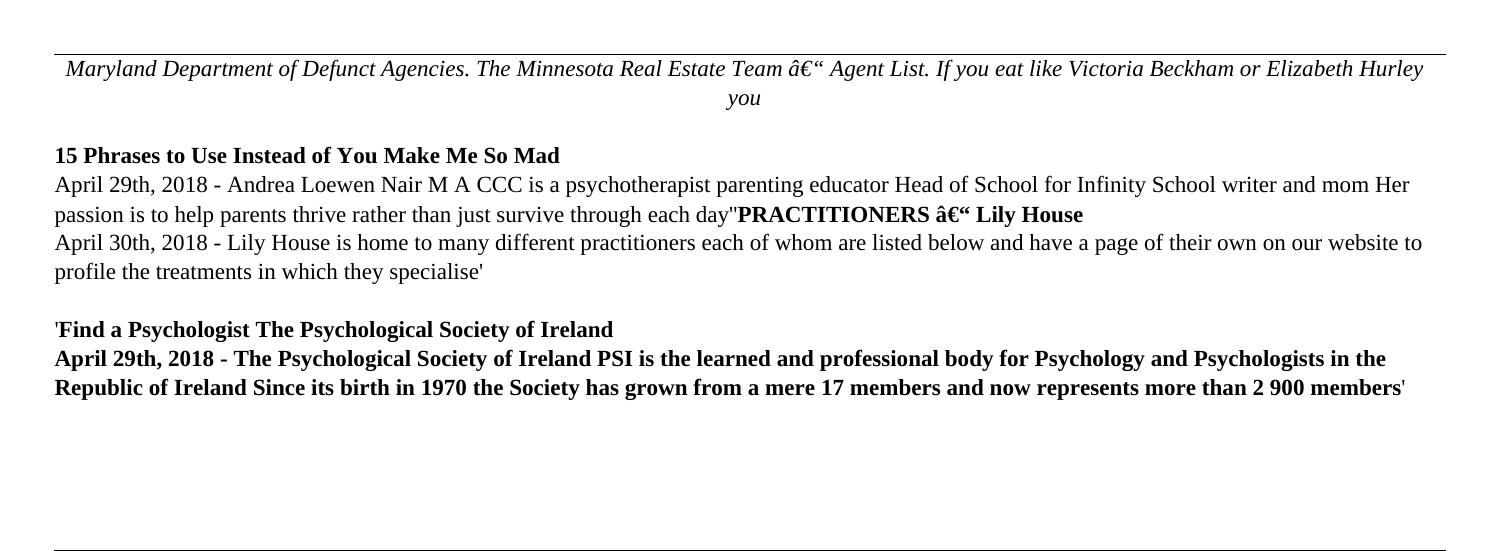*Maryland Department of Defunct Agencies. The Minnesota Real Estate Team â€" Agent List. If you eat like Victoria Beckham or Elizabeth Hurley you*

**15 Phrases to Use Instead of You Make Me So Mad**

April 29th, 2018 - Andrea Loewen Nair M A CCC is a psychotherapist parenting educator Head of School for Infinity School writer and mom Her passion is to help parents thrive rather than just survive through each day''**PRACTITIONERS â€" Lily House**

April 30th, 2018 - Lily House is home to many different practitioners each of whom are listed below and have a page of their own on our website to profile the treatments in which they specialise'

'**Find a Psychologist The Psychological Society of Ireland**

**April 29th, 2018 - The Psychological Society of Ireland PSI is the learned and professional body for Psychology and Psychologists in the Republic of Ireland Since its birth in 1970 the Society has grown from a mere 17 members and now represents more than 2 900 members**'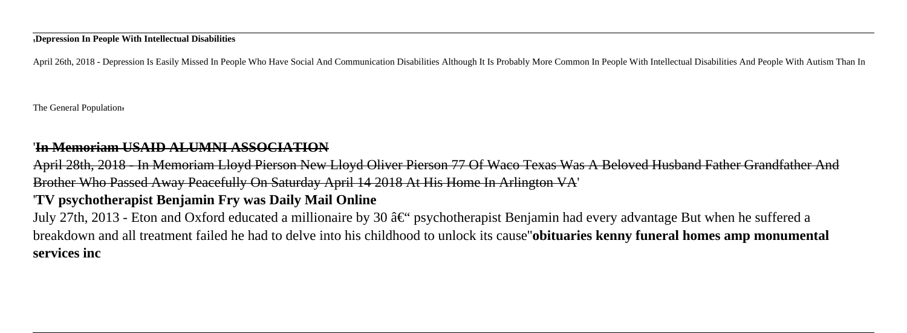'**Depression In People With Intellectual Disabilities**

April 26th, 2018 - Depression Is Easily Missed In People Who Have Social And Communication Disabilities Although It Is Probably More Common In People With Intellectual Disabilities And People With Autism Than In The General Population'

'~~**In Memoriam USAID ALUMNI ASSOCIATION**~~

~~April 28th, 2018 - In Memoriam Lloyd Pierson New Lloyd Oliver Pierson 77 Of Waco Texas Was A Beloved Husband Father Grandfather And Brother Who Passed Away Peacefully On Saturday April 14 2018 At His Home In Arlington VA~~'

'**TV psychotherapist Benjamin Fry was Daily Mail Online**

July 27th, 2013 - Eton and Oxford educated a millionaire by 30 â€“ psychotherapist Benjamin had every advantage But when he suffered a breakdown and all treatment failed he had to delve into his childhood to unlock its cause''**obituaries kenny funeral homes amp monumental services inc**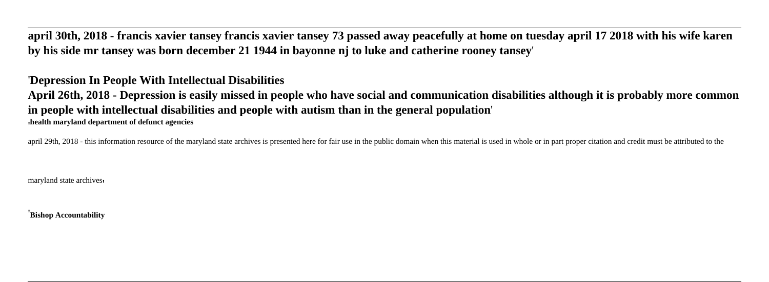**april 30th, 2018 - francis xavier tansey francis xavier tansey 73 passed away peacefully at home on tuesday april 17 2018 with his wife karen by his side mr tansey was born december 21 1944 in bayonne nj to luke and catherine rooney tansey**'

'**Depression In People With Intellectual Disabilities**

**April 26th, 2018 - Depression is easily missed in people who have social and communication disabilities although it is probably more common in people with intellectual disabilities and people with autism than in the general population**'

'**health maryland department of defunct agencies**

april 29th, 2018 - this information resource of the maryland state archives is presented here for fair use in the public domain when this material is used in whole or in part proper citation and credit must be attributed to the maryland state archives'

'**Bishop Accountability**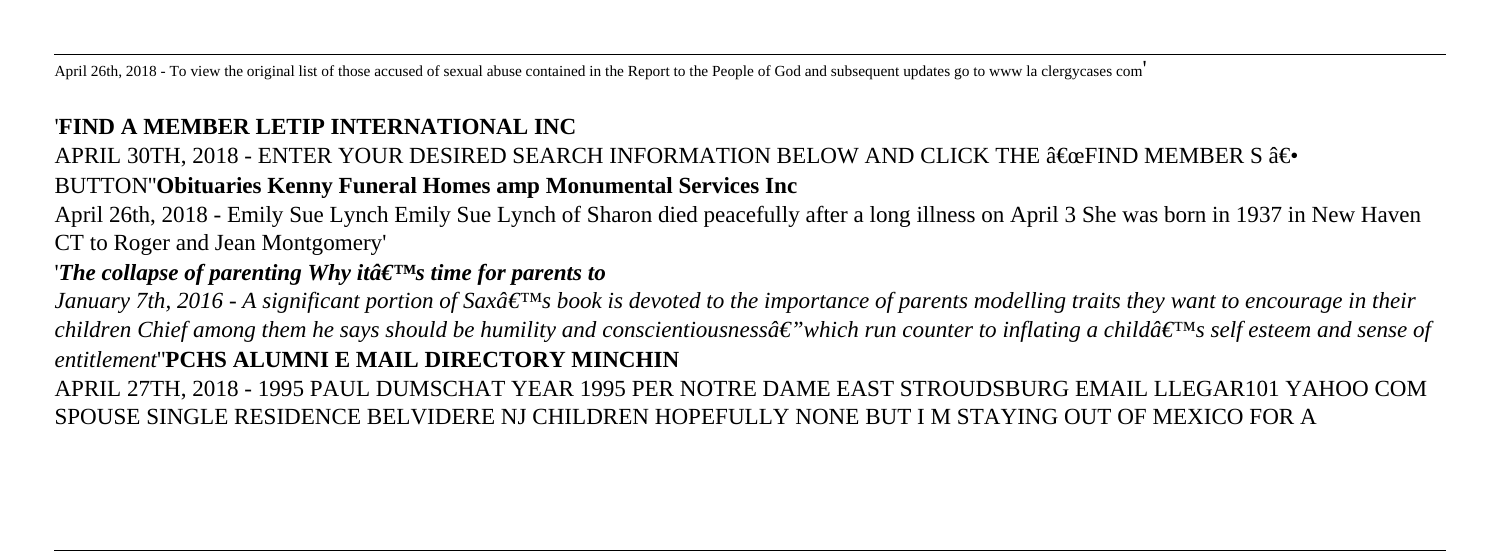April 26th, 2018 - To view the original list of those accused of sexual abuse contained in the Report to the People of God and subsequent updates go to www la clergycases com'

'**FIND A MEMBER LETIP INTERNATIONAL INC**

APRIL 30TH, 2018 - ENTER YOUR DESIRED SEARCH INFORMATION BELOW AND CLICK THE â€œFIND MEMBER S â€• BUTTON''**Obituaries Kenny Funeral Homes amp Monumental Services Inc**

April 26th, 2018 - Emily Sue Lynch Emily Sue Lynch of Sharon died peacefully after a long illness on April 3 She was born in 1937 in New Haven CT to Roger and Jean Montgomery'

'***The collapse of parenting Why itâ€™s time for parents to***

*January 7th, 2016 - A significant portion of Saxâ€™s book is devoted to the importance of parents modelling traits they want to encourage in their children Chief among them he says should be humility and conscientiousnessâ€"which run counter to inflating a childâ€™s self esteem and sense of entitlement*''**PCHS ALUMNI E MAIL DIRECTORY MINCHIN**

APRIL 27TH, 2018 - 1995 PAUL DUMSCHAT YEAR 1995 PER NOTRE DAME EAST STROUDSBURG EMAIL LLEGAR101 YAHOO COM SPOUSE SINGLE RESIDENCE BELVIDERE NJ CHILDREN HOPEFULLY NONE BUT I M STAYING OUT OF MEXICO FOR A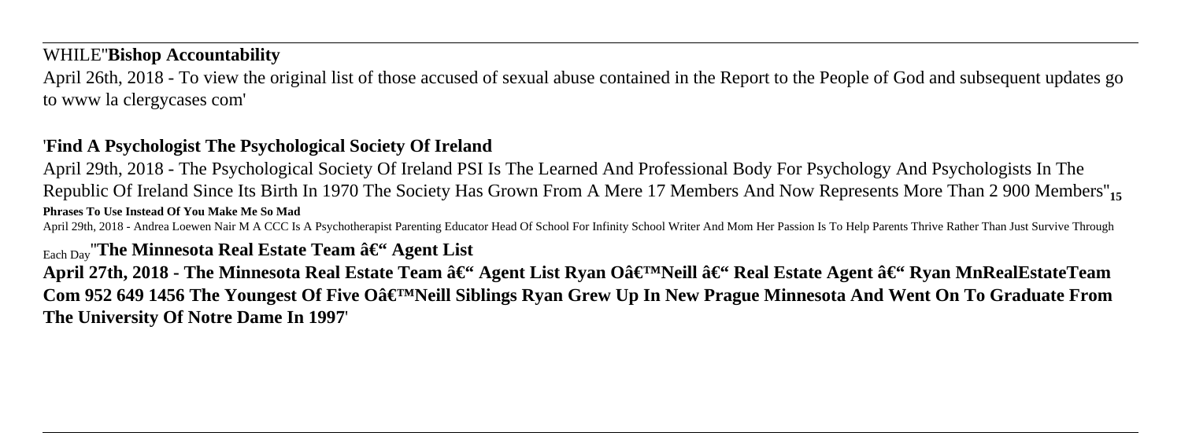WHILE''**Bishop Accountability**

April 26th, 2018 - To view the original list of those accused of sexual abuse contained in the Report to the People of God and subsequent updates go to www la clergycases com'

'**Find A Psychologist The Psychological Society Of Ireland**

April 29th, 2018 - The Psychological Society Of Ireland PSI Is The Learned And Professional Body For Psychology And Psychologists In The Republic Of Ireland Since Its Birth In 1970 The Society Has Grown From A Mere 17 Members And Now Represents More Than 2 900 Members''15

**Phrases To Use Instead Of You Make Me So Mad**

April 29th, 2018 - Andrea Loewen Nair M A CCC Is A Psychotherapist Parenting Educator Head Of School For Infinity School Writer And Mom Her Passion Is To Help Parents Thrive Rather Than Just Survive Through Each Day''**The Minnesota Real Estate Team â€" Agent List**

**April 27th, 2018 - The Minnesota Real Estate Team â€" Agent List Ryan Oâ€™Neill â€" Real Estate Agent â€" Ryan MnRealEstateTeam Com 952 649 1456 The Youngest Of Five Oâ€™Neill Siblings Ryan Grew Up In New Prague Minnesota And Went On To Graduate From The University Of Notre Dame In 1997**'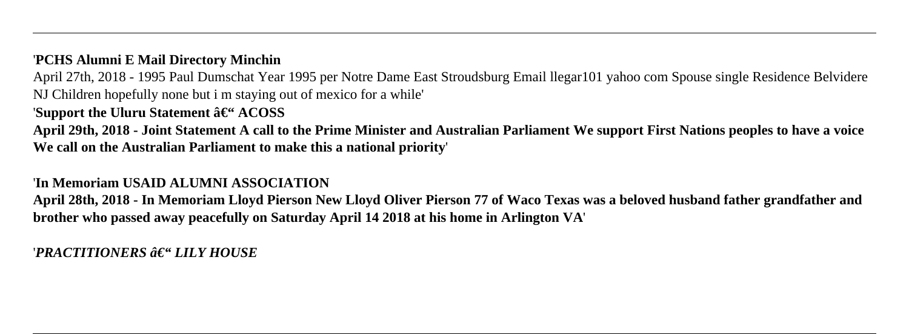'**PCHS Alumni E Mail Directory Minchin**

April 27th, 2018 - 1995 Paul Dumschat Year 1995 per Notre Dame East Stroudsburg Email llegar101 yahoo com Spouse single Residence Belvidere NJ Children hopefully none but i m staying out of mexico for a while'

'**Support the Uluru Statement â€" ACOSS**

**April 29th, 2018 - Joint Statement A call to the Prime Minister and Australian Parliament We support First Nations peoples to have a voice We call on the Australian Parliament to make this a national priority**'

'**In Memoriam USAID ALUMNI ASSOCIATION**

**April 28th, 2018 - In Memoriam Lloyd Pierson New Lloyd Oliver Pierson 77 of Waco Texas was a beloved husband father grandfather and brother who passed away peacefully on Saturday April 14 2018 at his home in Arlington VA**'

'***PRACTITIONERS â€" LILY HOUSE***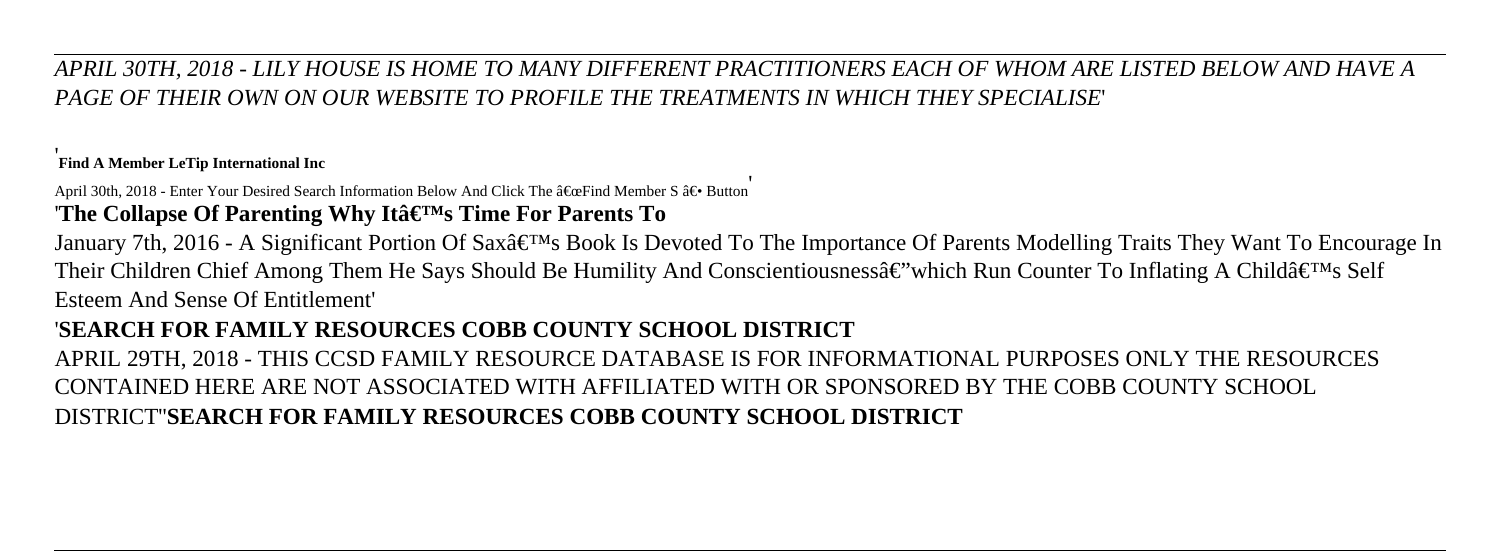*APRIL 30TH, 2018 - LILY HOUSE IS HOME TO MANY DIFFERENT PRACTITIONERS EACH OF WHOM ARE LISTED BELOW AND HAVE A PAGE OF THEIR OWN ON OUR WEBSITE TO PROFILE THE TREATMENTS IN WHICH THEY SPECIALISE*'

'**Find A Member LeTip International Inc**

April 30th, 2018 - Enter Your Desired Search Information Below And Click The â€œFind Member S â€• Button'

'**The Collapse Of Parenting Why Itâ€™s Time For Parents To**

January 7th, 2016 - A Significant Portion Of Saxâ€™s Book Is Devoted To The Importance Of Parents Modelling Traits They Want To Encourage In Their Children Chief Among Them He Says Should Be Humility And Conscientiousnessâ€"which Run Counter To Inflating A Childâ€™s Self Esteem And Sense Of Entitlement'

'**SEARCH FOR FAMILY RESOURCES COBB COUNTY SCHOOL DISTRICT**

APRIL 29TH, 2018 - THIS CCSD FAMILY RESOURCE DATABASE IS FOR INFORMATIONAL PURPOSES ONLY THE RESOURCES CONTAINED HERE ARE NOT ASSOCIATED WITH AFFILIATED WITH OR SPONSORED BY THE COBB COUNTY SCHOOL DISTRICT''**SEARCH FOR FAMILY RESOURCES COBB COUNTY SCHOOL DISTRICT**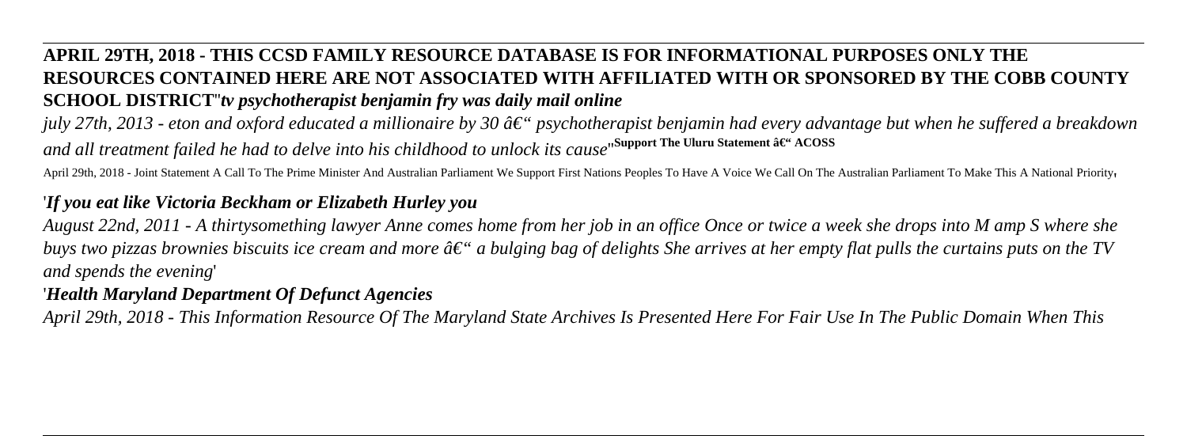**APRIL 29TH, 2018 - THIS CCSD FAMILY RESOURCE DATABASE IS FOR INFORMATIONAL PURPOSES ONLY THE RESOURCES CONTAINED HERE ARE NOT ASSOCIATED WITH AFFILIATED WITH OR SPONSORED BY THE COBB COUNTY SCHOOL DISTRICT**''*tv psychotherapist benjamin fry was daily mail online*

*july 27th, 2013 - eton and oxford educated a millionaire by 30 â€" psychotherapist benjamin had every advantage but when he suffered a breakdown and all treatment failed he had to delve into his childhood to unlock its cause*''**Support The Uluru Statement â€" ACOSS**

April 29th, 2018 - Joint Statement A Call To The Prime Minister And Australian Parliament We Support First Nations Peoples To Have A Voice We Call On The Australian Parliament To Make This A National Priority,

'*If you eat like Victoria Beckham or Elizabeth Hurley you*

*August 22nd, 2011 - A thirtysomething lawyer Anne comes home from her job in an office Once or twice a week she drops into M amp S where she buys two pizzas brownies biscuits ice cream and more â€" a bulging bag of delights She arrives at her empty flat pulls the curtains puts on the TV and spends the evening*'

'*Health Maryland Department Of Defunct Agencies*

*April 29th, 2018 - This Information Resource Of The Maryland State Archives Is Presented Here For Fair Use In The Public Domain When This*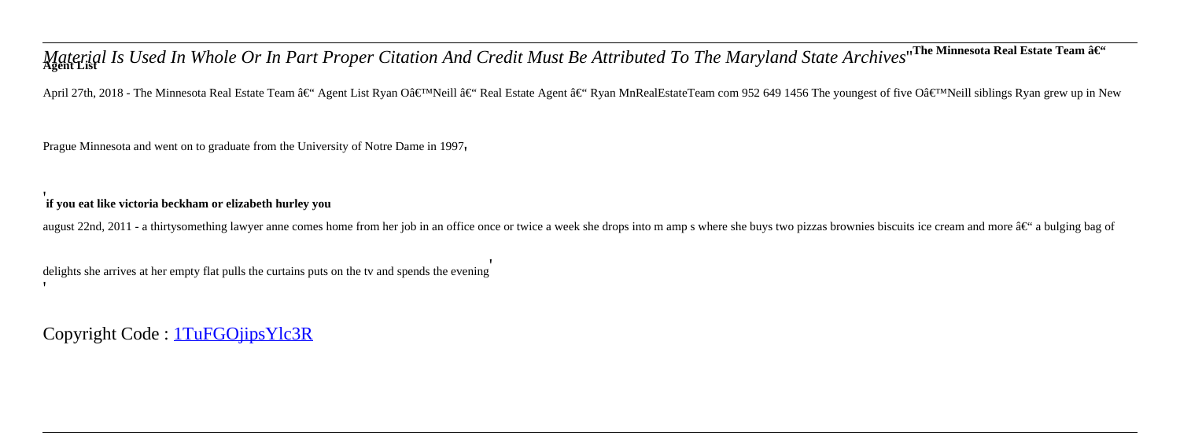*Material Is Used In Whole Or In Part Proper Citation And Credit Must Be Attributed To The Maryland State Archives*''**The Minnesota Real Estate Team â€“ Agent List**

April 27th, 2018 - The Minnesota Real Estate Team â€“ Agent List Ryan Oâ€™Neill â€“ Real Estate Agent â€“ Ryan MnRealEstateTeam com 952 649 1456 The youngest of five Oâ€™Neill siblings Ryan grew up in New Prague Minnesota and went on to graduate from the University of Notre Dame in 1997,

'**if you eat like victoria beckham or elizabeth hurley you**

august 22nd, 2011 - a thirtysomething lawyer anne comes home from her job in an office once or twice a week she drops into m amp s where she buys two pizzas brownies biscuits ice cream and more â€“ a bulging bag of delights she arrives at her empty flat pulls the curtains puts on the tv and spends the evening'

'

Copyright Code : 1TuFGOjipsYlc3R